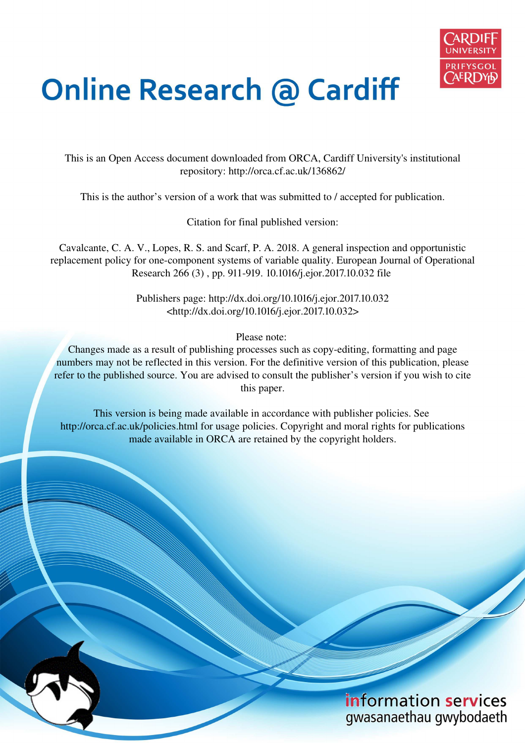# Online Research @ Cardiff

This is an Open Access document downloaded from ORCA, Cardiff University's institutional repository: http://orca.cf.ac.uk/136862/

This is the author's version of a work that was submitted to / accepted for publication.

Citation for final published version:

Cavalcante, C. A. V., Lopes, R. S. and Scarf, P. A. 2018. A general inspection and opportunistic replacement policy for one-component systems of variable quality. European Journal of Operational Research 266 (3) , pp. 911-919. 10.1016/j.ejor.2017.10.032 file

Publishers page: http://dx.doi.org/10.1016/j.ejor.2017.10.032 <http://dx.doi.org/10.1016/j.ejor.2017.10.032>

Please note:
Changes made as a result of publishing processes such as copy-editing, formatting and page numbers may not be reflected in this version. For the definitive version of this publication, please refer to the published source. You are advised to consult the publisher's version if you wish to cite this paper.

This version is being made available in accordance with publisher policies. See http://orca.cf.ac.uk/policies.html for usage policies. Copyright and moral rights for publications made available in ORCA are retained by the copyright holders.

information services
gwasanaethau gwybodaeth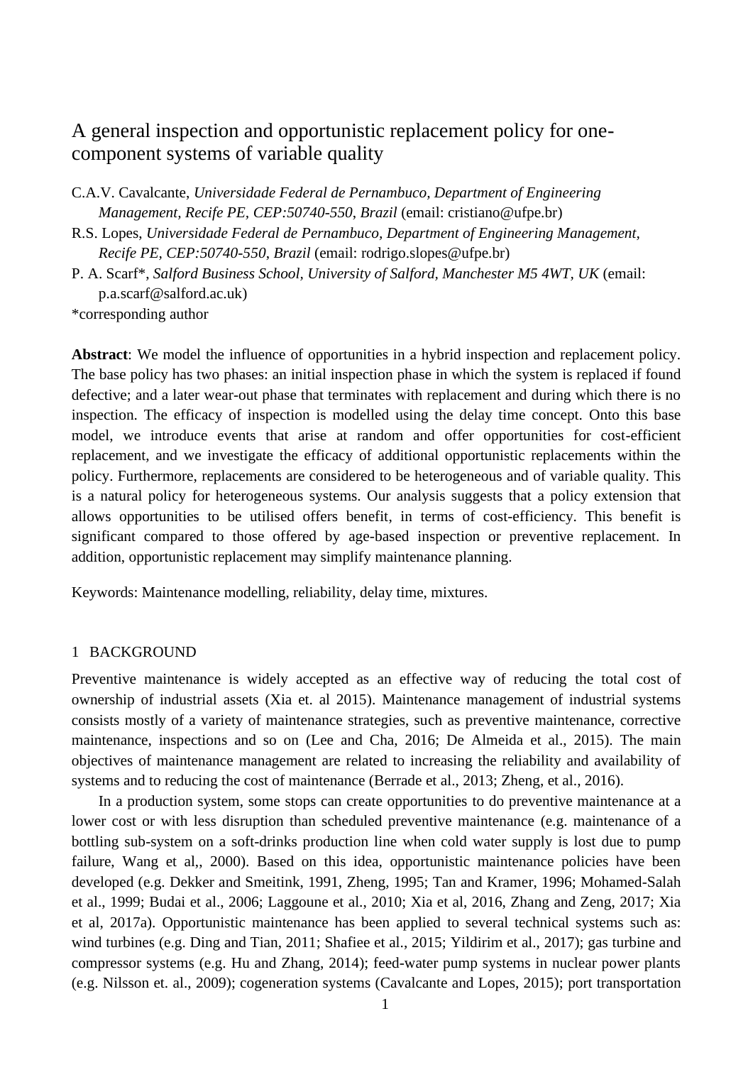# A general inspection and opportunistic replacement policy for one-component systems of variable quality

C.A.V. Cavalcante, *Universidade Federal de Pernambuco, Department of Engineering Management, Recife PE, CEP:50740-550, Brazil* (email: cristiano@ufpe.br)

R.S. Lopes, *Universidade Federal de Pernambuco, Department of Engineering Management, Recife PE, CEP:50740-550, Brazil* (email: rodrigo.slopes@ufpe.br)

P. A. Scarf*, *Salford Business School, University of Salford, Manchester M5 4WT, UK* (email: p.a.scarf@salford.ac.uk)

*corresponding author

**Abstract**: We model the influence of opportunities in a hybrid inspection and replacement policy. The base policy has two phases: an initial inspection phase in which the system is replaced if found defective; and a later wear-out phase that terminates with replacement and during which there is no inspection. The efficacy of inspection is modelled using the delay time concept. Onto this base model, we introduce events that arise at random and offer opportunities for cost-efficient replacement, and we investigate the efficacy of additional opportunistic replacements within the policy. Furthermore, replacements are considered to be heterogeneous and of variable quality. This is a natural policy for heterogeneous systems. Our analysis suggests that a policy extension that allows opportunities to be utilised offers benefit, in terms of cost-efficiency. This benefit is significant compared to those offered by age-based inspection or preventive replacement. In addition, opportunistic replacement may simplify maintenance planning.

Keywords: Maintenance modelling, reliability, delay time, mixtures.

## 1 BACKGROUND

Preventive maintenance is widely accepted as an effective way of reducing the total cost of ownership of industrial assets (Xia et. al 2015). Maintenance management of industrial systems consists mostly of a variety of maintenance strategies, such as preventive maintenance, corrective maintenance, inspections and so on (Lee and Cha, 2016; De Almeida et al., 2015). The main objectives of maintenance management are related to increasing the reliability and availability of systems and to reducing the cost of maintenance (Berrade et al., 2013; Zheng, et al., 2016).

In a production system, some stops can create opportunities to do preventive maintenance at a lower cost or with less disruption than scheduled preventive maintenance (e.g. maintenance of a bottling sub-system on a soft-drinks production line when cold water supply is lost due to pump failure, Wang et al,, 2000). Based on this idea, opportunistic maintenance policies have been developed (e.g. Dekker and Smeitink, 1991, Zheng, 1995; Tan and Kramer, 1996; Mohamed-Salah et al., 1999; Budai et al., 2006; Laggoune et al., 2010; Xia et al, 2016, Zhang and Zeng, 2017; Xia et al, 2017a). Opportunistic maintenance has been applied to several technical systems such as: wind turbines (e.g. Ding and Tian, 2011; Shafiee et al., 2015; Yildirim et al., 2017); gas turbine and compressor systems (e.g. Hu and Zhang, 2014); feed-water pump systems in nuclear power plants (e.g. Nilsson et. al., 2009); cogeneration systems (Cavalcante and Lopes, 2015); port transportation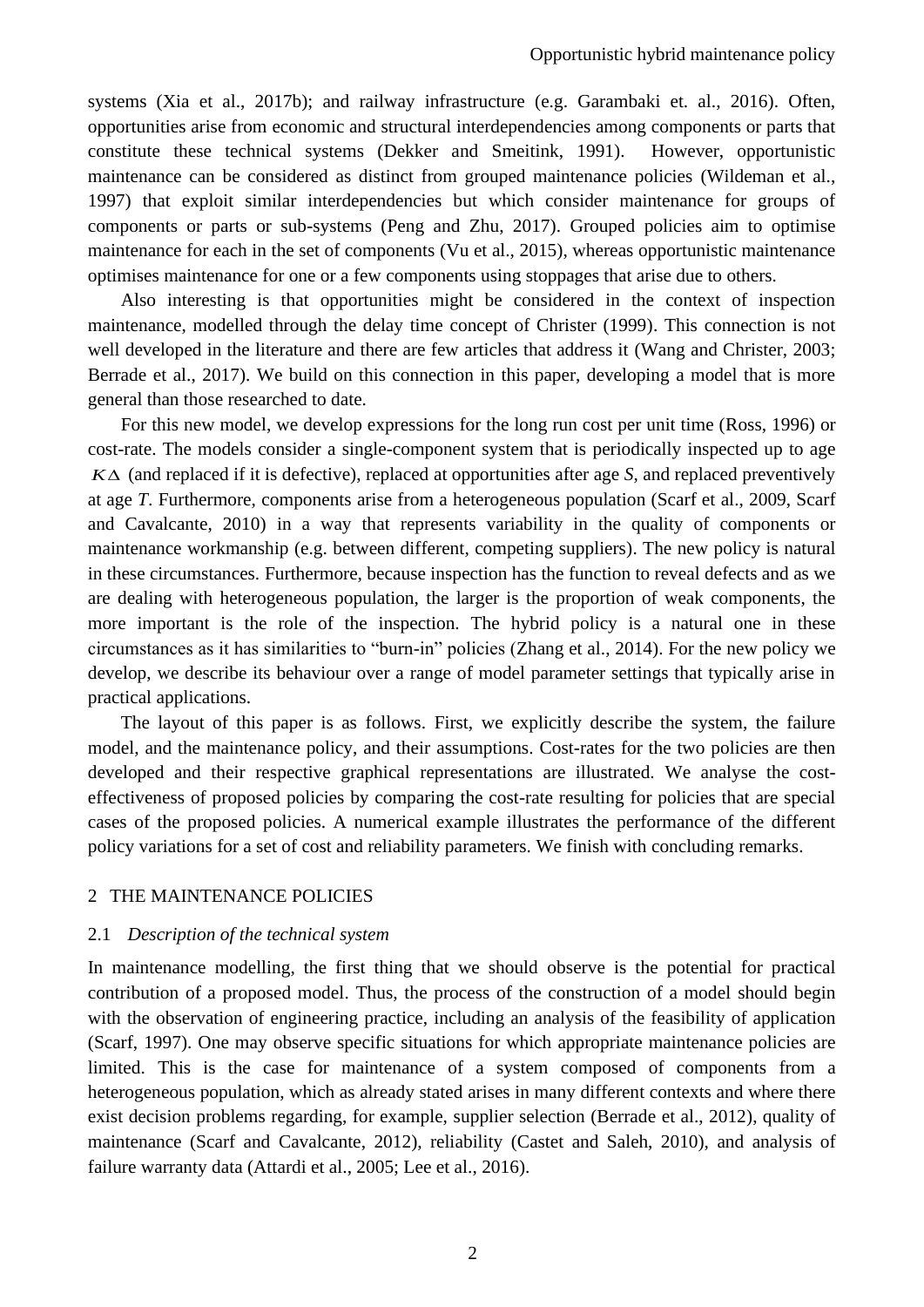systems (Xia et al., 2017b); and railway infrastructure (e.g. Garambaki et. al., 2016). Often, opportunities arise from economic and structural interdependencies among components or parts that constitute these technical systems (Dekker and Smeitink, 1991). However, opportunistic maintenance can be considered as distinct from grouped maintenance policies (Wildeman et al., 1997) that exploit similar interdependencies but which consider maintenance for groups of components or parts or sub-systems (Peng and Zhu, 2017). Grouped policies aim to optimise maintenance for each in the set of components (Vu et al., 2015), whereas opportunistic maintenance optimises maintenance for one or a few components using stoppages that arise due to others.

Also interesting is that opportunities might be considered in the context of inspection maintenance, modelled through the delay time concept of Christer (1999). This connection is not well developed in the literature and there are few articles that address it (Wang and Christer, 2003; Berrade et al., 2017). We build on this connection in this paper, developing a model that is more general than those researched to date.

For this new model, we develop expressions for the long run cost per unit time (Ross, 1996) or cost-rate. The models consider a single-component system that is periodically inspected up to age $K\Delta$ (and replaced if it is defective), replaced at opportunities after age *S*, and replaced preventively at age *T*. Furthermore, components arise from a heterogeneous population (Scarf et al., 2009, Scarf and Cavalcante, 2010) in a way that represents variability in the quality of components or maintenance workmanship (e.g. between different, competing suppliers). The new policy is natural in these circumstances. Furthermore, because inspection has the function to reveal defects and as we are dealing with heterogeneous population, the larger is the proportion of weak components, the more important is the role of the inspection. The hybrid policy is a natural one in these circumstances as it has similarities to "burn-in" policies (Zhang et al., 2014). For the new policy we develop, we describe its behaviour over a range of model parameter settings that typically arise in practical applications.

The layout of this paper is as follows. First, we explicitly describe the system, the failure model, and the maintenance policy, and their assumptions. Cost-rates for the two policies are then developed and their respective graphical representations are illustrated. We analyse the cost-effectiveness of proposed policies by comparing the cost-rate resulting for policies that are special cases of the proposed policies. A numerical example illustrates the performance of the different policy variations for a set of cost and reliability parameters. We finish with concluding remarks.

## 2 THE MAINTENANCE POLICIES

### 2.1 *Description of the technical system*

In maintenance modelling, the first thing that we should observe is the potential for practical contribution of a proposed model. Thus, the process of the construction of a model should begin with the observation of engineering practice, including an analysis of the feasibility of application (Scarf, 1997). One may observe specific situations for which appropriate maintenance policies are limited. This is the case for maintenance of a system composed of components from a heterogeneous population, which as already stated arises in many different contexts and where there exist decision problems regarding, for example, supplier selection (Berrade et al., 2012), quality of maintenance (Scarf and Cavalcante, 2012), reliability (Castet and Saleh, 2010), and analysis of failure warranty data (Attardi et al., 2005; Lee et al., 2016).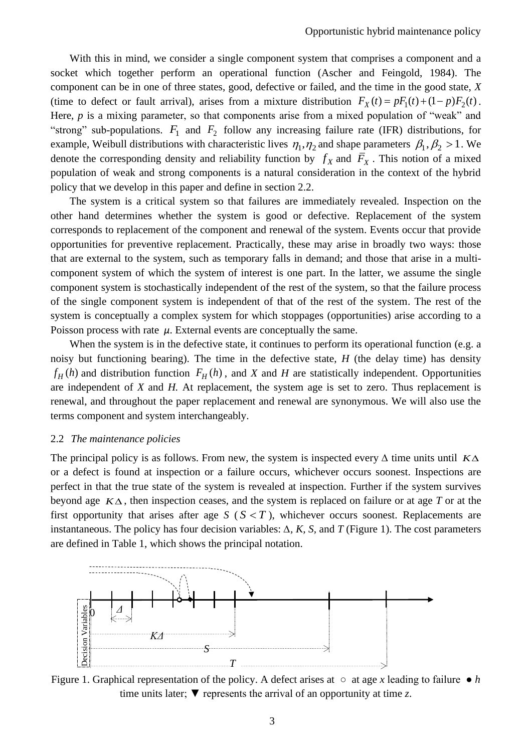With this in mind, we consider a single component system that comprises a component and a socket which together perform an operational function (Ascher and Feingold, 1984). The component can be in one of three states, good, defective or failed, and the time in the good state, *X* (time to defect or fault arrival), arises from a mixture distribution $F_X(t) = pF_1(t) + (1-p)F_2(t)$. Here, *p* is a mixing parameter, so that components arise from a mixed population of "weak" and "strong" sub-populations. $F_1$ and $F_2$ follow any increasing failure rate (IFR) distributions, for example, Weibull distributions with characteristic lives $\eta_1, \eta_2$ and shape parameters $\beta_1, \beta_2 > 1$. We denote the corresponding density and reliability function by $f_X$ and $\bar{F}_X$. This notion of a mixed population of weak and strong components is a natural consideration in the context of the hybrid policy that we develop in this paper and define in section 2.2.

The system is a critical system so that failures are immediately revealed. Inspection on the other hand determines whether the system is good or defective. Replacement of the system corresponds to replacement of the component and renewal of the system. Events occur that provide opportunities for preventive replacement. Practically, these may arise in broadly two ways: those that are external to the system, such as temporary falls in demand; and those that arise in a multi-component system of which the system of interest is one part. In the latter, we assume the single component system is stochastically independent of the rest of the system, so that the failure process of the single component system is independent of that of the rest of the system. The rest of the system is conceptually a complex system for which stoppages (opportunities) arise according to a Poisson process with rate $\mu$. External events are conceptually the same.

When the system is in the defective state, it continues to perform its operational function (e.g. a noisy but functioning bearing). The time in the defective state, *H* (the delay time) has density $f_H(h)$ and distribution function $F_H(h)$, and *X* and *H* are statistically independent. Opportunities are independent of *X* and *H.* At replacement, the system age is set to zero. Thus replacement is renewal, and throughout the paper replacement and renewal are synonymous. We will also use the terms component and system interchangeably.

## 2.2 *The maintenance policies*

The principal policy is as follows. From new, the system is inspected every $\Delta$ time units until $K\Delta$ or a defect is found at inspection or a failure occurs, whichever occurs soonest. Inspections are perfect in that the true state of the system is revealed at inspection. Further if the system survives beyond age $K\Delta$, then inspection ceases, and the system is replaced on failure or at age *T* or at the first opportunity that arises after age *S* ($S < T$), whichever occurs soonest. Replacements are instantaneous. The policy has four decision variables: $\Delta$, *K*, *S*, and *T* (Figure 1). The cost parameters are defined in Table 1, which shows the principal notation.

Figure 1. Graphical representation of the policy. A defect arises at ○ at age *x* leading to failure ● *h* time units later; ▼ represents the arrival of an opportunity at time *z*.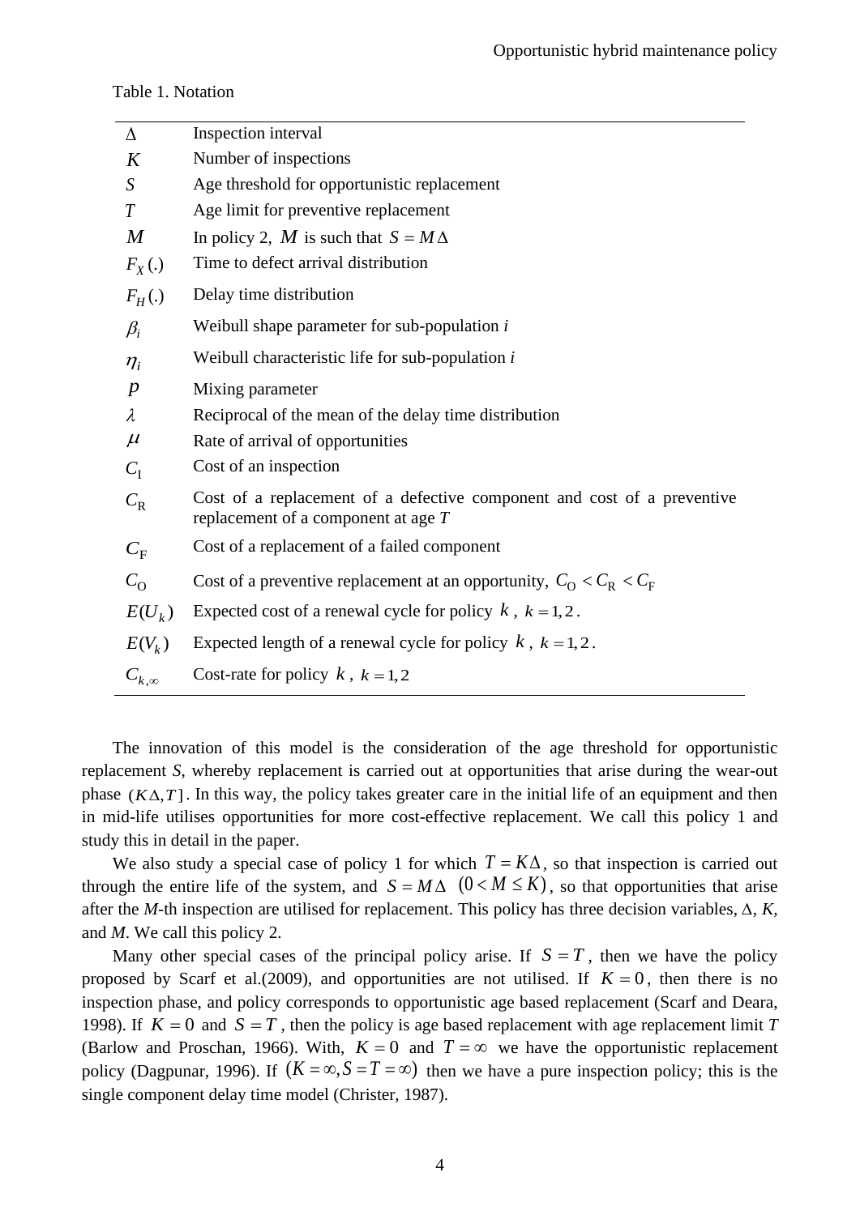Table 1. Notation

| | |
|---|---|
| $\Delta$ | Inspection interval |
| $K$ | Number of inspections |
| $S$ | Age threshold for opportunistic replacement |
| $T$ | Age limit for preventive replacement |
| $M$ | In policy 2, $M$ is such that $S = M\Delta$ |
| $F_X(.)$ | Time to defect arrival distribution |
| $F_H(.)$ | Delay time distribution |
| $\beta_i$ | Weibull shape parameter for sub-population *i* |
| $\eta_i$ | Weibull characteristic life for sub-population *i* |
| $p$ | Mixing parameter |
| $\lambda$ | Reciprocal of the mean of the delay time distribution |
| $\mu$ | Rate of arrival of opportunities |
| $C_{\text{I}}$ | Cost of an inspection |
| $C_{\text{R}}$ | Cost of a replacement of a defective component and cost of a preventive replacement of a component at age *T* |
| $C_{\text{F}}$ | Cost of a replacement of a failed component |
| $C_{\text{O}}$ | Cost of a preventive replacement at an opportunity, $C_{\text{O}} < C_{\text{R}} < C_{\text{F}}$ |
| $E(U_k)$ | Expected cost of a renewal cycle for policy $k$, $k = 1, 2$. |
| $E(V_k)$ | Expected length of a renewal cycle for policy $k$, $k = 1, 2$. |
| $C_{k,\infty}$ | Cost-rate for policy $k$, $k = 1, 2$ |

The innovation of this model is the consideration of the age threshold for opportunistic replacement *S*, whereby replacement is carried out at opportunities that arise during the wear-out phase $(K\Delta, T]$. In this way, the policy takes greater care in the initial life of an equipment and then in mid-life utilises opportunities for more cost-effective replacement. We call this policy 1 and study this in detail in the paper.

We also study a special case of policy 1 for which $T = K\Delta$, so that inspection is carried out through the entire life of the system, and $S = M\Delta$ $(0 < M \leq K)$, so that opportunities that arise after the *M*-th inspection are utilised for replacement. This policy has three decision variables, $\Delta$, *K*, and *M*. We call this policy 2.

Many other special cases of the principal policy arise. If $S = T$, then we have the policy proposed by Scarf et al.(2009), and opportunities are not utilised. If $K = 0$, then there is no inspection phase, and policy corresponds to opportunistic age based replacement (Scarf and Deara, 1998). If $K = 0$ and $S = T$, then the policy is age based replacement with age replacement limit *T* (Barlow and Proschan, 1966). With, $K = 0$ and $T = \infty$ we have the opportunistic replacement policy (Dagpunar, 1996). If $(K = \infty, S = T = \infty)$ then we have a pure inspection policy; this is the single component delay time model (Christer, 1987).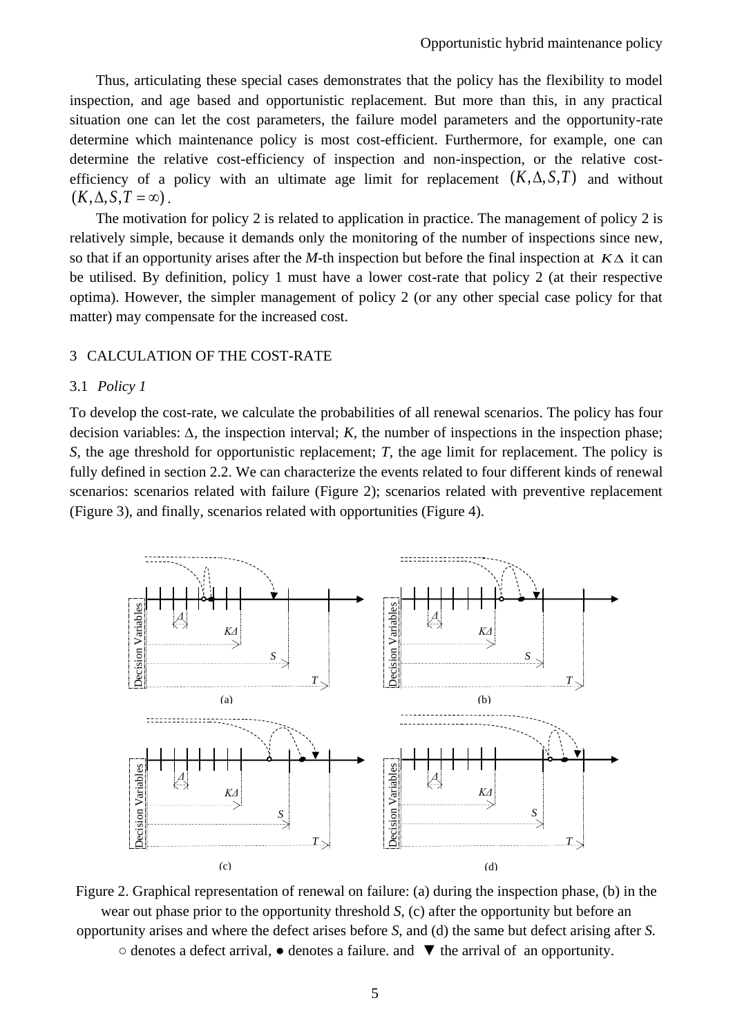Thus, articulating these special cases demonstrates that the policy has the flexibility to model inspection, and age based and opportunistic replacement. But more than this, in any practical situation one can let the cost parameters, the failure model parameters and the opportunity-rate determine which maintenance policy is most cost-efficient. Furthermore, for example, one can determine the relative cost-efficiency of inspection and non-inspection, or the relative cost-efficiency of a policy with an ultimate age limit for replacement $(K,\Delta,S,T)$ and without $(K,\Delta,S,T=\infty)$.

The motivation for policy 2 is related to application in practice. The management of policy 2 is relatively simple, because it demands only the monitoring of the number of inspections since new, so that if an opportunity arises after the *M*-th inspection but before the final inspection at $K\Delta$ it can be utilised. By definition, policy 1 must have a lower cost-rate that policy 2 (at their respective optima). However, the simpler management of policy 2 (or any other special case policy for that matter) may compensate for the increased cost.

## 3 CALCULATION OF THE COST-RATE

### 3.1 *Policy 1*

To develop the cost-rate, we calculate the probabilities of all renewal scenarios. The policy has four decision variables: $\Delta$, the inspection interval; *K*, the number of inspections in the inspection phase; *S*, the age threshold for opportunistic replacement; *T*, the age limit for replacement. The policy is fully defined in section 2.2. We can characterize the events related to four different kinds of renewal scenarios: scenarios related with failure (Figure 2); scenarios related with preventive replacement (Figure 3), and finally, scenarios related with opportunities (Figure 4).

Figure 2. Graphical representation of renewal on failure: (a) during the inspection phase, (b) in the wear out phase prior to the opportunity threshold *S*, (c) after the opportunity but before an opportunity arises and where the defect arises before *S*, and (d) the same but defect arising after *S*. ○ denotes a defect arrival, ● denotes a failure. and ▼ the arrival of an opportunity.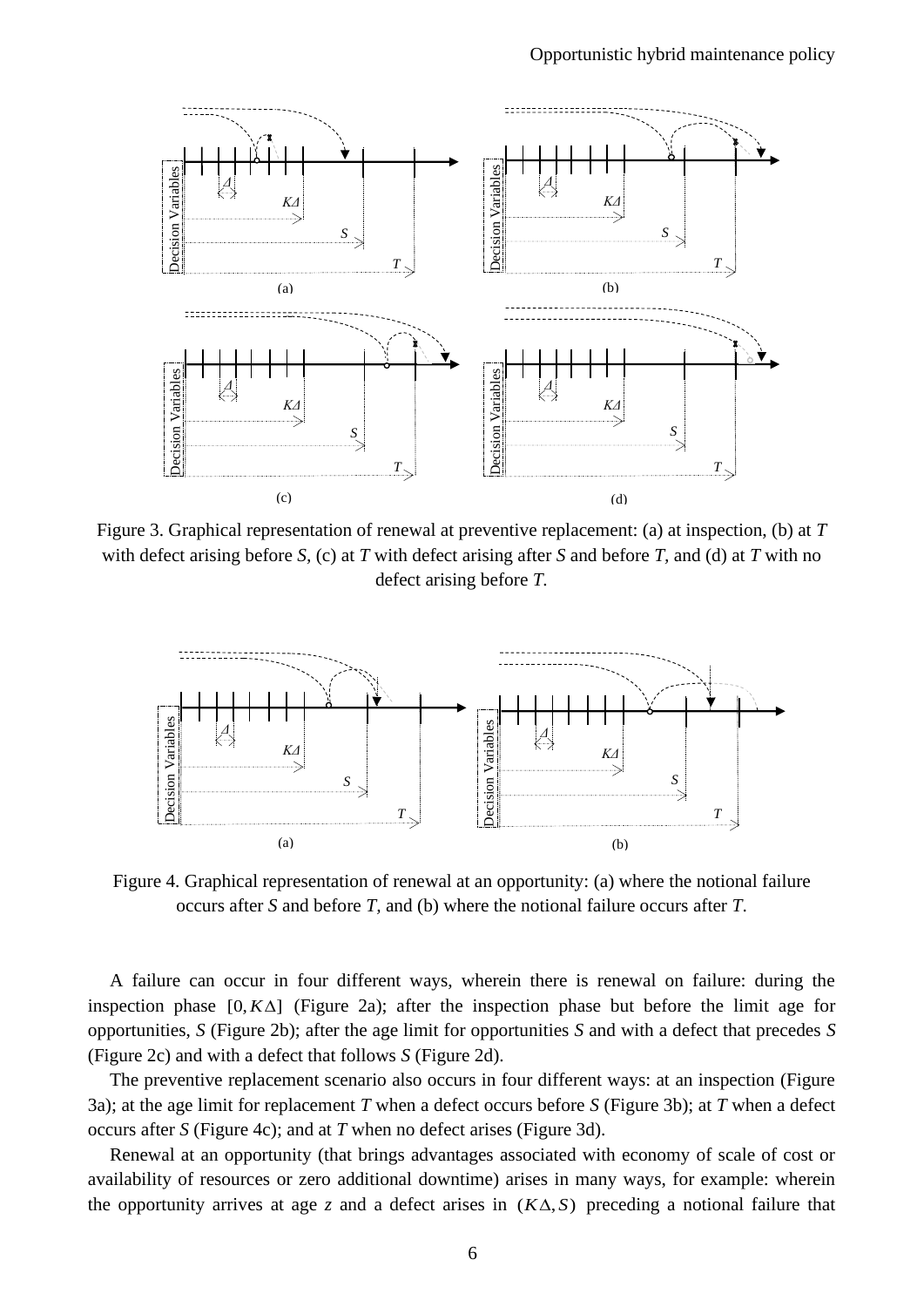Figure 3. Graphical representation of renewal at preventive replacement: (a) at inspection, (b) at $T$ with defect arising before $S$, (c) at $T$ with defect arising after $S$ and before $T$, and (d) at $T$ with no defect arising before $T$.

Figure 4. Graphical representation of renewal at an opportunity: (a) where the notional failure occurs after $S$ and before $T$, and (b) where the notional failure occurs after $T$.

A failure can occur in four different ways, wherein there is renewal on failure: during the inspection phase $[0, K\Delta]$ (Figure 2a); after the inspection phase but before the limit age for opportunities, $S$ (Figure 2b); after the age limit for opportunities $S$ and with a defect that precedes $S$ (Figure 2c) and with a defect that follows $S$ (Figure 2d).

The preventive replacement scenario also occurs in four different ways: at an inspection (Figure 3a); at the age limit for replacement $T$ when a defect occurs before $S$ (Figure 3b); at $T$ when a defect occurs after $S$ (Figure 4c); and at $T$ when no defect arises (Figure 3d).

Renewal at an opportunity (that brings advantages associated with economy of scale of cost or availability of resources or zero additional downtime) arises in many ways, for example: wherein the opportunity arrives at age $z$ and a defect arises in $(K\Delta, S)$ preceding a notional failure that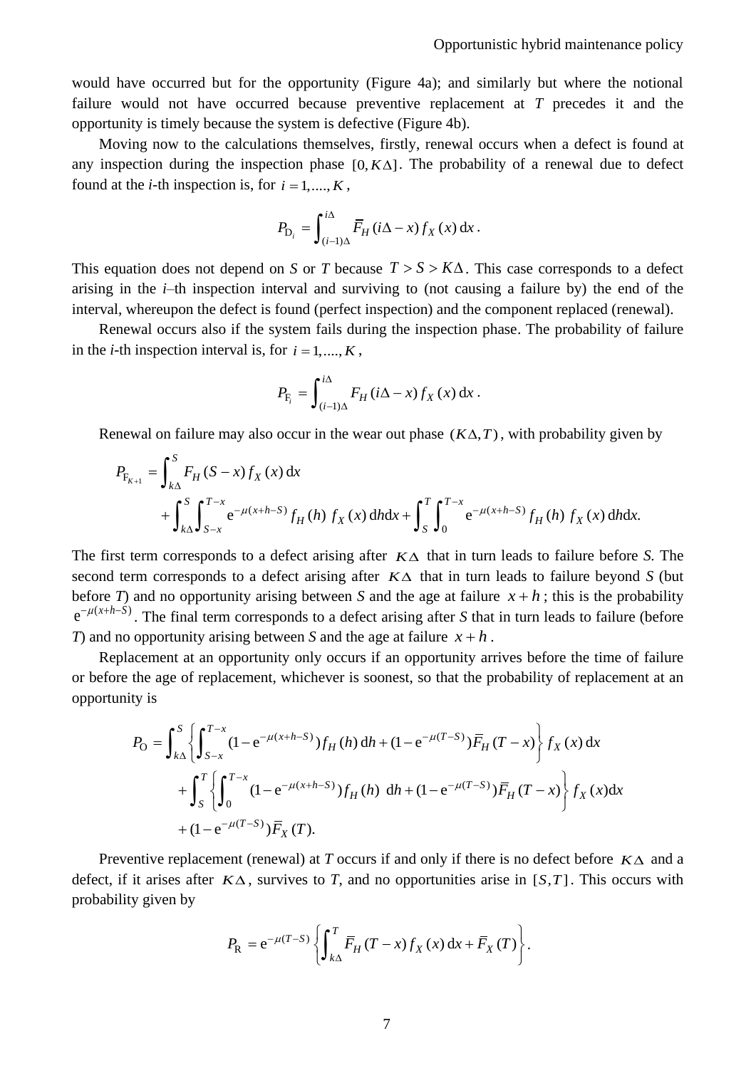would have occurred but for the opportunity (Figure 4a); and similarly but where the notional failure would not have occurred because preventive replacement at $T$ precedes it and the opportunity is timely because the system is defective (Figure 4b).

Moving now to the calculations themselves, firstly, renewal occurs when a defect is found at any inspection during the inspection phase $[0, K\Delta]$. The probability of a renewal due to defect found at the *i*-th inspection is, for $i = 1,...., K$ ,

$$P_{\mathrm{D}_i} = \int_{(i-1)\Delta}^{i\Delta} \overline{F}_H (i\Delta - x) f_X (x)\, \mathrm{d}x\,.$$

This equation does not depend on $S$ or $T$ because $T > S > K\Delta$. This case corresponds to a defect arising in the *i*–th inspection interval and surviving to (not causing a failure by) the end of the interval, whereupon the defect is found (perfect inspection) and the component replaced (renewal).

Renewal occurs also if the system fails during the inspection phase. The probability of failure in the *i*-th inspection interval is, for $i = 1,...., K$ ,

$$P_{\mathrm{F}_i} = \int_{(i-1)\Delta}^{i\Delta} F_H (i\Delta - x) f_X (x)\, \mathrm{d}x\,.$$

Renewal on failure may also occur in the wear out phase $(K\Delta, T)$, with probability given by

$$\begin{aligned} P_{\mathrm{F}_{K+1}} &= \int_{k\Delta}^{S} F_H (S - x) f_X (x)\, \mathrm{d}x \\ &\quad + \int_{k\Delta}^{S} \int_{S-x}^{T-x} \mathrm{e}^{-\mu(x+h-S)} f_H (h)\, f_X (x)\, \mathrm{d}h\mathrm{d}x + \int_{S}^{T} \int_{0}^{T-x} \mathrm{e}^{-\mu(x+h-S)} f_H (h)\, f_X (x)\, \mathrm{d}h\mathrm{d}x. \end{aligned}$$

The first term corresponds to a defect arising after $K\Delta$ that in turn leads to failure before *S*. The second term corresponds to a defect arising after $K\Delta$ that in turn leads to failure beyond *S* (but before *T*) and no opportunity arising between *S* and the age at failure $x + h$; this is the probability $\mathrm{e}^{-\mu(x+h-S)}$. The final term corresponds to a defect arising after *S* that in turn leads to failure (before *T*) and no opportunity arising between *S* and the age at failure $x + h$.

Replacement at an opportunity only occurs if an opportunity arrives before the time of failure or before the age of replacement, whichever is soonest, so that the probability of replacement at an opportunity is

$$\begin{aligned} P_{\mathrm{O}} &= \int_{k\Delta}^{S} \left\{ \int_{S-x}^{T-x} (1 - \mathrm{e}^{-\mu(x+h-S)}) f_H (h)\, \mathrm{d}h + (1 - \mathrm{e}^{-\mu(T-S)}) \overline{F}_H (T - x) \right\} f_X (x)\, \mathrm{d}x \\ &\quad + \int_{S}^{T} \left\{ \int_{0}^{T-x} (1 - \mathrm{e}^{-\mu(x+h-S)}) f_H (h)\, \mathrm{d}h + (1 - \mathrm{e}^{-\mu(T-S)}) \overline{F}_H (T - x) \right\} f_X (x) \mathrm{d}x \\ &\quad + (1 - \mathrm{e}^{-\mu(T-S)}) \overline{F}_X (T). \end{aligned}$$

Preventive replacement (renewal) at *T* occurs if and only if there is no defect before $K\Delta$ and a defect, if it arises after $K\Delta$, survives to *T*, and no opportunities arise in $[S, T]$. This occurs with probability given by

$$P_{\mathrm{R}} = \mathrm{e}^{-\mu(T-S)} \left\{ \int_{k\Delta}^{T} \overline{F}_H (T - x) f_X (x)\, \mathrm{d}x + \overline{F}_X (T) \right\}.$$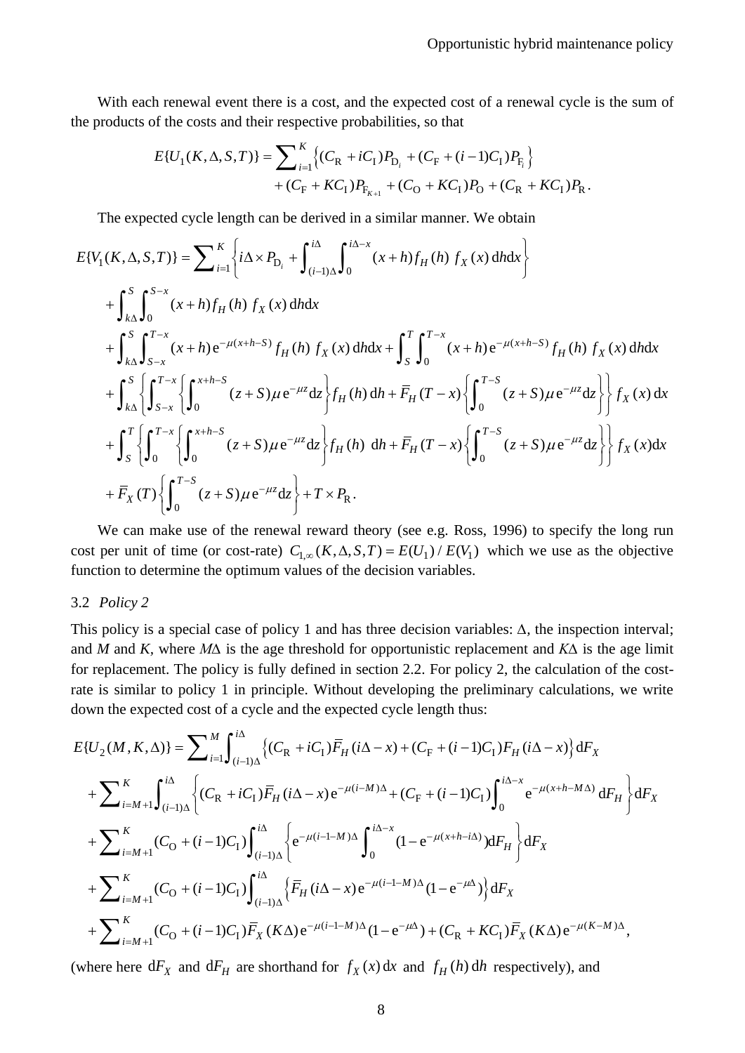With each renewal event there is a cost, and the expected cost of a renewal cycle is the sum of the products of the costs and their respective probabilities, so that

$$E\{U_1(K,\Delta,S,T)\} = \sum_{i=1}^{K}\left\{(C_{\mathrm{R}}+iC_{\mathrm{I}})P_{\mathrm{D}_i} + (C_{\mathrm{F}}+(i-1)C_{\mathrm{I}})P_{\mathrm{F}_i}\right\} + (C_{\mathrm{F}}+KC_{\mathrm{I}})P_{\mathrm{F}_{K+1}} + (C_{\mathrm{O}}+KC_{\mathrm{I}})P_{\mathrm{O}} + (C_{\mathrm{R}}+KC_{\mathrm{I}})P_{\mathrm{R}}.$$

The expected cycle length can be derived in a similar manner. We obtain

$$\begin{aligned}
E\{V_1(K,\Delta,S,T)\} = {} & \sum_{i=1}^{K}\left\{ i\Delta \times P_{\mathrm{D}_i} + \int_{(i-1)\Delta}^{i\Delta}\int_0^{i\Delta-x}(x+h)f_H(h)\, f_X(x)\,\mathrm{d}h\mathrm{d}x \right\} \\
& + \int_{k\Delta}^{S}\int_0^{S-x}(x+h)f_H(h)\, f_X(x)\,\mathrm{d}h\mathrm{d}x \\
& + \int_{k\Delta}^{S}\int_{S-x}^{T-x}(x+h)\mathrm{e}^{-\mu(x+h-S)}f_H(h)\, f_X(x)\,\mathrm{d}h\mathrm{d}x + \int_{S}^{T}\int_0^{T-x}(x+h)\mathrm{e}^{-\mu(x+h-S)}f_H(h)\, f_X(x)\,\mathrm{d}h\mathrm{d}x \\
& + \int_{k\Delta}^{S}\left\{\int_{S-x}^{T-x}\left\{\int_0^{x+h-S}(z+S)\mu\mathrm{e}^{-\mu z}\mathrm{d}z\right\}f_H(h)\,\mathrm{d}h + \bar{F}_H(T-x)\left\{\int_0^{T-S}(z+S)\mu\mathrm{e}^{-\mu z}\mathrm{d}z\right\}\right\} f_X(x)\,\mathrm{d}x \\
& + \int_{S}^{T}\left\{\int_0^{T-x}\left\{\int_0^{x+h-S}(z+S)\mu\mathrm{e}^{-\mu z}\mathrm{d}z\right\}f_H(h)\,\mathrm{d}h + \bar{F}_H(T-x)\left\{\int_0^{T-S}(z+S)\mu\mathrm{e}^{-\mu z}\mathrm{d}z\right\}\right\} f_X(x)\mathrm{d}x \\
& + \bar{F}_X(T)\left\{\int_0^{T-S}(z+S)\mu\mathrm{e}^{-\mu z}\mathrm{d}z\right\} + T\times P_{\mathrm{R}}.
\end{aligned}$$

We can make use of the renewal reward theory (see e.g. Ross, 1996) to specify the long run cost per unit of time (or cost-rate) $C_{1,\infty}(K,\Delta,S,T) = E(U_1)/E(V_1)$ which we use as the objective function to determine the optimum values of the decision variables.

### 3.2 *Policy 2*

This policy is a special case of policy 1 and has three decision variables: $\Delta$, the inspection interval; and $M$ and $K$, where $M\Delta$ is the age threshold for opportunistic replacement and $K\Delta$ is the age limit for replacement. The policy is fully defined in section 2.2. For policy 2, the calculation of the cost-rate is similar to policy 1 in principle. Without developing the preliminary calculations, we write down the expected cost of a cycle and the expected cycle length thus:

$$\begin{aligned}
E\{U_2(M,K,\Delta)\} = {} & \sum_{i=1}^{M}\int_{(i-1)\Delta}^{i\Delta}\left\{(C_{\mathrm{R}}+iC_{\mathrm{I}})\bar{F}_H(i\Delta-x) + (C_{\mathrm{F}}+(i-1)C_{\mathrm{I}})F_H(i\Delta-x)\right\}\mathrm{d}F_X \\
& + \sum_{i=M+1}^{K}\int_{(i-1)\Delta}^{i\Delta}\left\{(C_{\mathrm{R}}+iC_{\mathrm{I}})\bar{F}_H(i\Delta-x)\mathrm{e}^{-\mu(i-M)\Delta} + (C_{\mathrm{F}}+(i-1)C_{\mathrm{I}})\int_0^{i\Delta-x}\mathrm{e}^{-\mu(x+h-M\Delta)}\,\mathrm{d}F_H\right\}\mathrm{d}F_X \\
& + \sum_{i=M+1}^{K}(C_{\mathrm{O}}+(i-1)C_{\mathrm{I}})\int_{(i-1)\Delta}^{i\Delta}\left\{\mathrm{e}^{-\mu(i-1-M)\Delta}\int_0^{i\Delta-x}(1-\mathrm{e}^{-\mu(x+h-i\Delta)})\mathrm{d}F_H\right\}\mathrm{d}F_X \\
& + \sum_{i=M+1}^{K}(C_{\mathrm{O}}+(i-1)C_{\mathrm{I}})\int_{(i-1)\Delta}^{i\Delta}\left\{\bar{F}_H(i\Delta-x)\mathrm{e}^{-\mu(i-1-M)\Delta}(1-\mathrm{e}^{-\mu\Delta})\right\}\mathrm{d}F_X \\
& + \sum_{i=M+1}^{K}(C_{\mathrm{O}}+(i-1)C_{\mathrm{I}})\bar{F}_X(K\Delta)\mathrm{e}^{-\mu(i-1-M)\Delta}(1-\mathrm{e}^{-\mu\Delta}) + (C_{\mathrm{R}}+KC_{\mathrm{I}})\bar{F}_X(K\Delta)\mathrm{e}^{-\mu(K-M)\Delta},
\end{aligned}$$

(where here $\mathrm{d}F_X$ and $\mathrm{d}F_H$ are shorthand for $f_X(x)\,\mathrm{d}x$ and $f_H(h)\,\mathrm{d}h$ respectively), and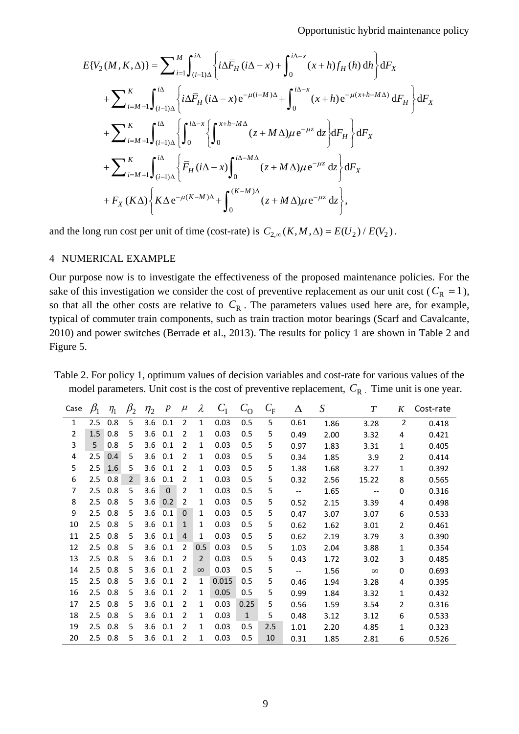$$
\begin{aligned}
E\{V_2(M,K,\Delta)\} &= \sum_{i=1}^{M}\int_{(i-1)\Delta}^{i\Delta}\left\{i\Delta\bar{F}_H(i\Delta-x)+\int_0^{i\Delta-x}(x+h)f_H(h)\,\mathrm{d}h\right\}\mathrm{d}F_X \\
&+\sum_{i=M+1}^{K}\int_{(i-1)\Delta}^{i\Delta}\left\{i\Delta\bar{F}_H(i\Delta-x)\mathrm{e}^{-\mu(i-M)\Delta}+\int_0^{i\Delta-x}(x+h)\mathrm{e}^{-\mu(x+h-M\Delta)}\,\mathrm{d}F_H\right\}\mathrm{d}F_X \\
&+\sum_{i=M+1}^{K}\int_{(i-1)\Delta}^{i\Delta}\left\{\int_0^{i\Delta-x}\left\{\int_0^{x+h-M\Delta}(z+M\Delta)\mu\,\mathrm{e}^{-\mu z}\,\mathrm{d}z\right\}\mathrm{d}F_H\right\}\mathrm{d}F_X \\
&+\sum_{i=M+1}^{K}\int_{(i-1)\Delta}^{i\Delta}\left\{\bar{F}_H(i\Delta-x)\int_0^{i\Delta-M\Delta}(z+M\Delta)\mu\,\mathrm{e}^{-\mu z}\,\mathrm{d}z\right\}\mathrm{d}F_X \\
&+\bar{F}_X(K\Delta)\left\{K\Delta\,\mathrm{e}^{-\mu(K-M)\Delta}+\int_0^{(K-M)\Delta}(z+M\Delta)\mu\,\mathrm{e}^{-\mu z}\,\mathrm{d}z\right\},
\end{aligned}
$$

and the long run cost per unit of time (cost-rate) is $C_{2,\infty}(K,M,\Delta)=E(U_2)/E(V_2)$.

## 4 NUMERICAL EXAMPLE

Our purpose now is to investigate the effectiveness of the proposed maintenance policies. For the sake of this investigation we consider the cost of preventive replacement as our unit cost ($C_{\mathrm{R}}=1$), so that all the other costs are relative to $C_{\mathrm{R}}$. The parameters values used here are, for example, typical of commuter train components, such as train traction motor bearings (Scarf and Cavalcante, 2010) and power switches (Berrade et al., 2013). The results for policy 1 are shown in Table 2 and Figure 5.

Table 2. For policy 1, optimum values of decision variables and cost-rate for various values of the model parameters. Unit cost is the cost of preventive replacement, $C_{\mathrm{R}}$. Time unit is one year.

| Case | $\beta_1$ | $\eta_1$ | $\beta_2$ | $\eta_2$ | $p$ | $\mu$ | $\lambda$ | $C_{\mathrm{I}}$ | $C_{\mathrm{O}}$ | $C_{\mathrm{F}}$ | $\Delta$ | $S$ | $T$ | $K$ | Cost-rate |
|---|---|---|---|---|---|---|---|---|---|---|---|---|---|---|---|
| 1 | 2.5 | 0.8 | 5 | 3.6 | 0.1 | 2 | 1 | 0.03 | 0.5 | 5 | 0.61 | 1.86 | 3.28 | 2 | 0.418 |
| 2 | 1.5 | 0.8 | 5 | 3.6 | 0.1 | 2 | 1 | 0.03 | 0.5 | 5 | 0.49 | 2.00 | 3.32 | 4 | 0.421 |
| 3 | 5 | 0.8 | 5 | 3.6 | 0.1 | 2 | 1 | 0.03 | 0.5 | 5 | 0.97 | 1.83 | 3.31 | 1 | 0.405 |
| 4 | 2.5 | 0.4 | 5 | 3.6 | 0.1 | 2 | 1 | 0.03 | 0.5 | 5 | 0.34 | 1.85 | 3.9 | 2 | 0.414 |
| 5 | 2.5 | 1.6 | 5 | 3.6 | 0.1 | 2 | 1 | 0.03 | 0.5 | 5 | 1.38 | 1.68 | 3.27 | 1 | 0.392 |
| 6 | 2.5 | 0.8 | 2 | 3.6 | 0.1 | 2 | 1 | 0.03 | 0.5 | 5 | 0.32 | 2.56 | 15.22 | 8 | 0.565 |
| 7 | 2.5 | 0.8 | 5 | 3.6 | 0 | 2 | 1 | 0.03 | 0.5 | 5 | -- | 1.65 | -- | 0 | 0.316 |
| 8 | 2.5 | 0.8 | 5 | 3.6 | 0.2 | 2 | 1 | 0.03 | 0.5 | 5 | 0.52 | 2.15 | 3.39 | 4 | 0.498 |
| 9 | 2.5 | 0.8 | 5 | 3.6 | 0.1 | 0 | 1 | 0.03 | 0.5 | 5 | 0.47 | 3.07 | 3.07 | 6 | 0.533 |
| 10 | 2.5 | 0.8 | 5 | 3.6 | 0.1 | 1 | 1 | 0.03 | 0.5 | 5 | 0.62 | 1.62 | 3.01 | 2 | 0.461 |
| 11 | 2.5 | 0.8 | 5 | 3.6 | 0.1 | 4 | 1 | 0.03 | 0.5 | 5 | 0.62 | 2.19 | 3.79 | 3 | 0.390 |
| 12 | 2.5 | 0.8 | 5 | 3.6 | 0.1 | 2 | 0.5 | 0.03 | 0.5 | 5 | 1.03 | 2.04 | 3.88 | 1 | 0.354 |
| 13 | 2.5 | 0.8 | 5 | 3.6 | 0.1 | 2 | 2 | 0.03 | 0.5 | 5 | 0.43 | 1.72 | 3.02 | 3 | 0.485 |
| 14 | 2.5 | 0.8 | 5 | 3.6 | 0.1 | 2 | $\infty$ | 0.03 | 0.5 | 5 | -- | 1.56 | $\infty$ | 0 | 0.693 |
| 15 | 2.5 | 0.8 | 5 | 3.6 | 0.1 | 2 | 1 | 0.015 | 0.5 | 5 | 0.46 | 1.94 | 3.28 | 4 | 0.395 |
| 16 | 2.5 | 0.8 | 5 | 3.6 | 0.1 | 2 | 1 | 0.05 | 0.5 | 5 | 0.99 | 1.84 | 3.32 | 1 | 0.432 |
| 17 | 2.5 | 0.8 | 5 | 3.6 | 0.1 | 2 | 1 | 0.03 | 0.25 | 5 | 0.56 | 1.59 | 3.54 | 2 | 0.316 |
| 18 | 2.5 | 0.8 | 5 | 3.6 | 0.1 | 2 | 1 | 0.03 | 1 | 5 | 0.48 | 3.12 | 3.12 | 6 | 0.533 |
| 19 | 2.5 | 0.8 | 5 | 3.6 | 0.1 | 2 | 1 | 0.03 | 0.5 | 2.5 | 1.01 | 2.20 | 4.85 | 1 | 0.323 |
| 20 | 2.5 | 0.8 | 5 | 3.6 | 0.1 | 2 | 1 | 0.03 | 0.5 | 10 | 0.31 | 1.85 | 2.81 | 6 | 0.526 |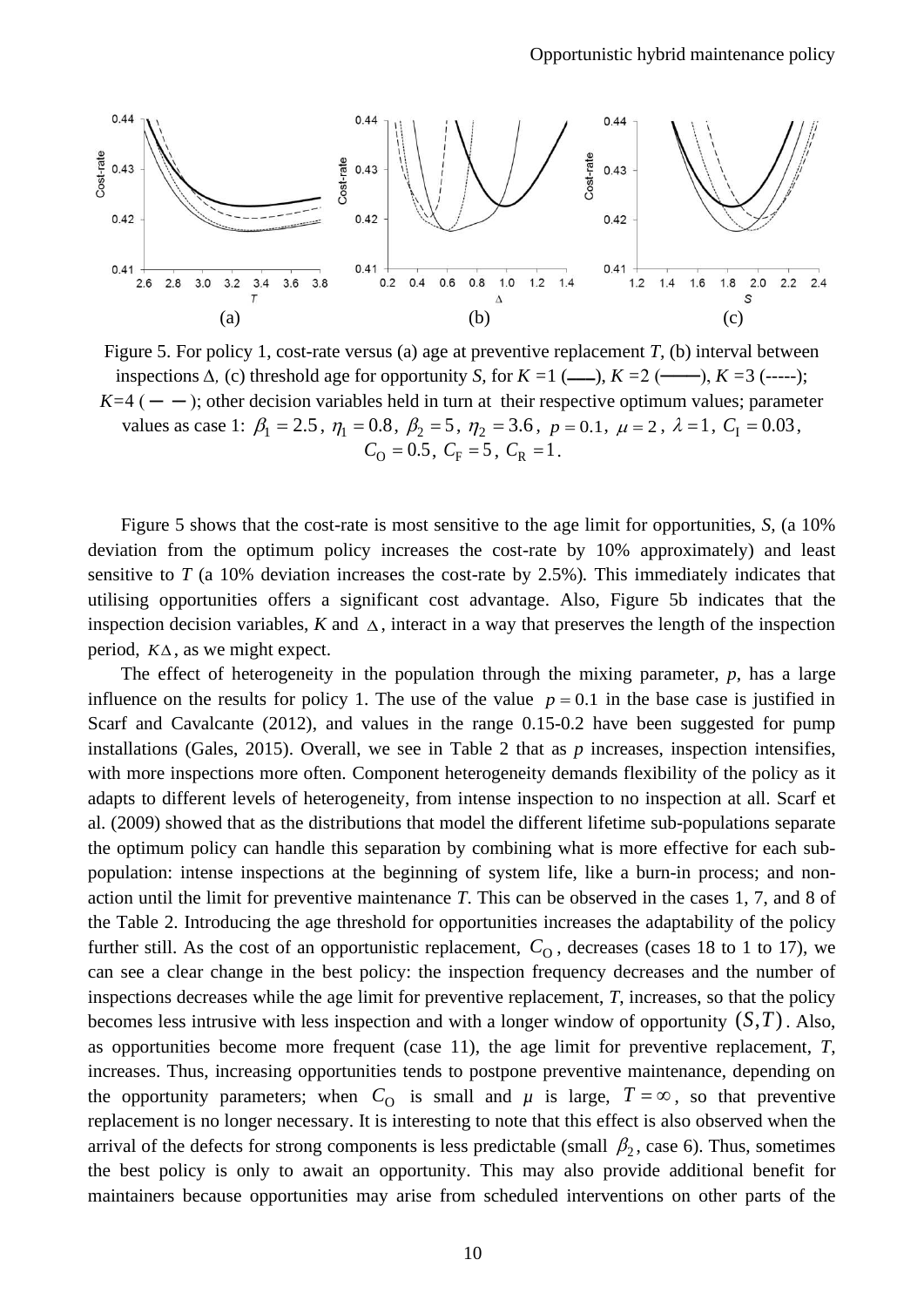(a) (b) (c)

Figure 5. For policy 1, cost-rate versus (a) age at preventive replacement *T*, (b) interval between inspections $\Delta$, (c) threshold age for opportunity *S*, for *K* =1 (——), *K* =2 (———), *K* =3 (-----); *K*=4 (— —); other decision variables held in turn at their respective optimum values; parameter values as case 1: $\beta_1 = 2.5$, $\eta_1 = 0.8$, $\beta_2 = 5$, $\eta_2 = 3.6$, $p = 0.1$, $\mu = 2$, $\lambda = 1$, $C_{\mathrm{I}} = 0.03$, $C_{\mathrm{O}} = 0.5$, $C_{\mathrm{F}} = 5$, $C_{\mathrm{R}} = 1$.

Figure 5 shows that the cost-rate is most sensitive to the age limit for opportunities, *S*, (a 10% deviation from the optimum policy increases the cost-rate by 10% approximately) and least sensitive to *T* (a 10% deviation increases the cost-rate by 2.5%). This immediately indicates that utilising opportunities offers a significant cost advantage. Also, Figure 5b indicates that the inspection decision variables, *K* and $\Delta$, interact in a way that preserves the length of the inspection period, $K\Delta$, as we might expect.

The effect of heterogeneity in the population through the mixing parameter, *p*, has a large influence on the results for policy 1. The use of the value $p = 0.1$ in the base case is justified in Scarf and Cavalcante (2012), and values in the range 0.15-0.2 have been suggested for pump installations (Gales, 2015). Overall, we see in Table 2 that as *p* increases, inspection intensifies, with more inspections more often. Component heterogeneity demands flexibility of the policy as it adapts to different levels of heterogeneity, from intense inspection to no inspection at all. Scarf et al. (2009) showed that as the distributions that model the different lifetime sub-populations separate the optimum policy can handle this separation by combining what is more effective for each sub-population: intense inspections at the beginning of system life, like a burn-in process; and non-action until the limit for preventive maintenance *T*. This can be observed in the cases 1, 7, and 8 of the Table 2. Introducing the age threshold for opportunities increases the adaptability of the policy further still. As the cost of an opportunistic replacement, $C_{\mathrm{O}}$, decreases (cases 18 to 1 to 17), we can see a clear change in the best policy: the inspection frequency decreases and the number of inspections decreases while the age limit for preventive replacement, *T*, increases, so that the policy becomes less intrusive with less inspection and with a longer window of opportunity $(S,T)$. Also, as opportunities become more frequent (case 11), the age limit for preventive replacement, *T*, increases. Thus, increasing opportunities tends to postpone preventive maintenance, depending on the opportunity parameters; when $C_{\mathrm{O}}$ is small and $\mu$ is large, $T = \infty$, so that preventive replacement is no longer necessary. It is interesting to note that this effect is also observed when the arrival of the defects for strong components is less predictable (small $\beta_2$, case 6). Thus, sometimes the best policy is only to await an opportunity. This may also provide additional benefit for maintainers because opportunities may arise from scheduled interventions on other parts of the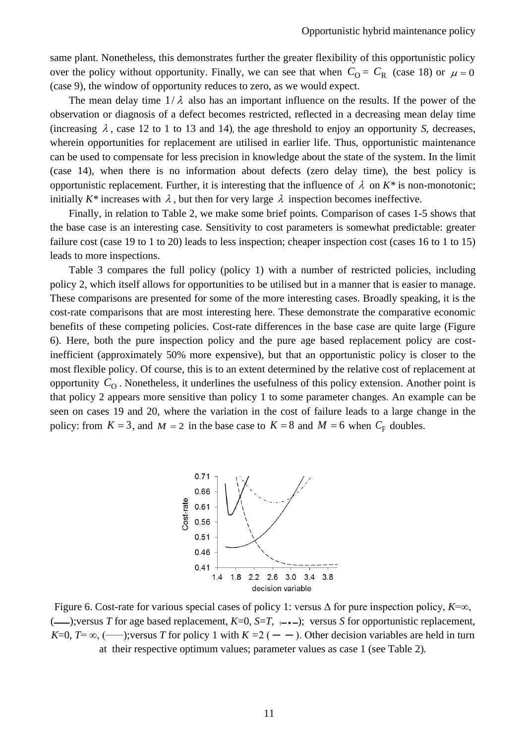same plant. Nonetheless, this demonstrates further the greater flexibility of this opportunistic policy over the policy without opportunity. Finally, we can see that when $C_\text{O} = C_\text{R}$ (case 18) or $\mu = 0$ (case 9), the window of opportunity reduces to zero, as we would expect.

The mean delay time $1/\lambda$ also has an important influence on the results. If the power of the observation or diagnosis of a defect becomes restricted, reflected in a decreasing mean delay time (increasing $\lambda$, case 12 to 1 to 13 and 14), the age threshold to enjoy an opportunity *S*, decreases, wherein opportunities for replacement are utilised in earlier life. Thus, opportunistic maintenance can be used to compensate for less precision in knowledge about the state of the system. In the limit (case 14), when there is no information about defects (zero delay time), the best policy is opportunistic replacement. Further, it is interesting that the influence of $\lambda$ on $K^*$ is non-monotonic; initially $K^*$ increases with $\lambda$, but then for very large $\lambda$ inspection becomes ineffective.

Finally, in relation to Table 2, we make some brief points. Comparison of cases 1-5 shows that the base case is an interesting case. Sensitivity to cost parameters is somewhat predictable: greater failure cost (case 19 to 1 to 20) leads to less inspection; cheaper inspection cost (cases 16 to 1 to 15) leads to more inspections.

Table 3 compares the full policy (policy 1) with a number of restricted policies, including policy 2, which itself allows for opportunities to be utilised but in a manner that is easier to manage. These comparisons are presented for some of the more interesting cases. Broadly speaking, it is the cost-rate comparisons that are most interesting here. These demonstrate the comparative economic benefits of these competing policies. Cost-rate differences in the base case are quite large (Figure 6). Here, both the pure inspection policy and the pure age based replacement policy are cost-inefficient (approximately 50% more expensive), but that an opportunistic policy is closer to the most flexible policy. Of course, this is to an extent determined by the relative cost of replacement at opportunity $C_\text{O}$. Nonetheless, it underlines the usefulness of this policy extension. Another point is that policy 2 appears more sensitive than policy 1 to some parameter changes. An example can be seen on cases 19 and 20, where the variation in the cost of failure leads to a large change in the policy: from $K = 3$, and $M = 2$ in the base case to $K = 8$ and $M = 6$ when $C_\text{F}$ doubles.

Figure 6. Cost-rate for various special cases of policy 1: versus $\Delta$ for pure inspection policy, $K$=$\infty$, (▬▬);versus $T$ for age based replacement, $K$=0, $S$=$T$, (–•–); versus $S$ for opportunistic replacement, $K$=0, $T$= $\infty$, (——);versus $T$ for policy 1 with $K$ =2 (— —). Other decision variables are held in turn at their respective optimum values; parameter values as case 1 (see Table 2).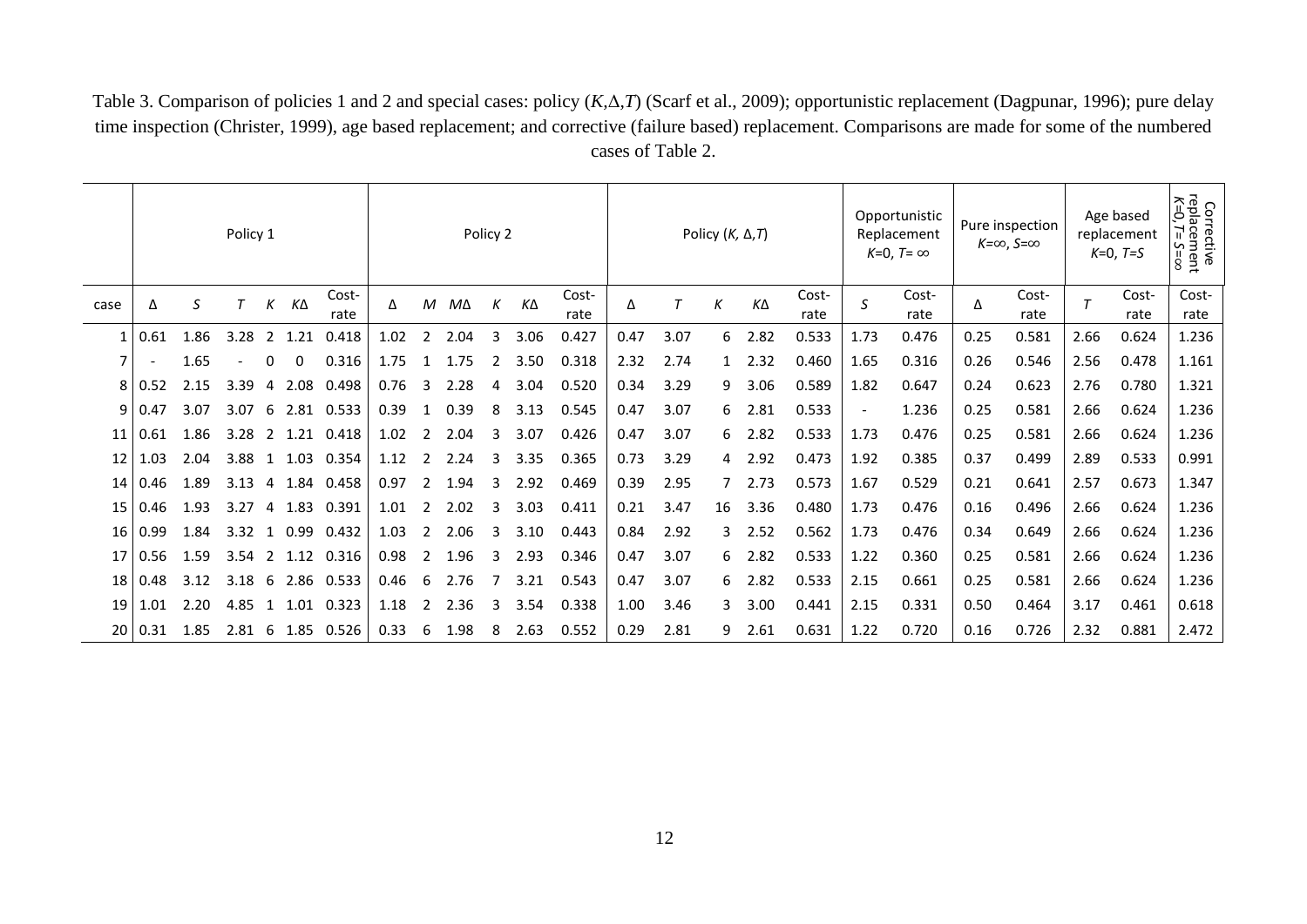Table 3. Comparison of policies 1 and 2 and special cases: policy ($K$,$\Delta$,$T$) (Scarf et al., 2009); opportunistic replacement (Dagpunar, 1996); pure delay time inspection (Christer, 1999), age based replacement; and corrective (failure based) replacement. Comparisons are made for some of the numbered cases of Table 2.

| | Policy 1 | | | | | | Policy 2 | | | | | | Policy ($K$, $\Delta$,$T$) | | | | | Opportunistic Replacement $K$=0, $T=\infty$ | | Pure inspection $K=\infty$, $S=\infty$ | | Age based replacement $K$=0, $T$=$S$ | | Corrective replacement $K$=0, $T$= $S$=$\infty$ |
|---|---|---|---|---|---|---|---|---|---|---|---|---|---|---|---|---|---|---|---|---|---|---|---|---|
| case | $\Delta$ | $S$ | $T$ | $K$ | $K\Delta$ | Cost-rate | $\Delta$ | $M$ | $M\Delta$ | $K$ | $K\Delta$ | Cost-rate | $\Delta$ | $T$ | $K$ | $K\Delta$ | Cost-rate | $S$ | Cost-rate | $\Delta$ | Cost-rate | $T$ | Cost-rate | Cost-rate |
| 1 | 0.61 | 1.86 | 3.28 | 2 | 1.21 | 0.418 | 1.02 | 2 | 2.04 | 3 | 3.06 | 0.427 | 0.47 | 3.07 | 6 | 2.82 | 0.533 | 1.73 | 0.476 | 0.25 | 0.581 | 2.66 | 0.624 | 1.236 |
| 7 | - | 1.65 | - | 0 | 0 | 0.316 | 1.75 | 1 | 1.75 | 2 | 3.50 | 0.318 | 2.32 | 2.74 | 1 | 2.32 | 0.460 | 1.65 | 0.316 | 0.26 | 0.546 | 2.56 | 0.478 | 1.161 |
| 8 | 0.52 | 2.15 | 3.39 | 4 | 2.08 | 0.498 | 0.76 | 3 | 2.28 | 4 | 3.04 | 0.520 | 0.34 | 3.29 | 9 | 3.06 | 0.589 | 1.82 | 0.647 | 0.24 | 0.623 | 2.76 | 0.780 | 1.321 |
| 9 | 0.47 | 3.07 | 3.07 | 6 | 2.81 | 0.533 | 0.39 | 1 | 0.39 | 8 | 3.13 | 0.545 | 0.47 | 3.07 | 6 | 2.81 | 0.533 | - | 1.236 | 0.25 | 0.581 | 2.66 | 0.624 | 1.236 |
| 11 | 0.61 | 1.86 | 3.28 | 2 | 1.21 | 0.418 | 1.02 | 2 | 2.04 | 3 | 3.07 | 0.426 | 0.47 | 3.07 | 6 | 2.82 | 0.533 | 1.73 | 0.476 | 0.25 | 0.581 | 2.66 | 0.624 | 1.236 |
| 12 | 1.03 | 2.04 | 3.88 | 1 | 1.03 | 0.354 | 1.12 | 2 | 2.24 | 3 | 3.35 | 0.365 | 0.73 | 3.29 | 4 | 2.92 | 0.473 | 1.92 | 0.385 | 0.37 | 0.499 | 2.89 | 0.533 | 0.991 |
| 14 | 0.46 | 1.89 | 3.13 | 4 | 1.84 | 0.458 | 0.97 | 2 | 1.94 | 3 | 2.92 | 0.469 | 0.39 | 2.95 | 7 | 2.73 | 0.573 | 1.67 | 0.529 | 0.21 | 0.641 | 2.57 | 0.673 | 1.347 |
| 15 | 0.46 | 1.93 | 3.27 | 4 | 1.83 | 0.391 | 1.01 | 2 | 2.02 | 3 | 3.03 | 0.411 | 0.21 | 3.47 | 16 | 3.36 | 0.480 | 1.73 | 0.476 | 0.16 | 0.496 | 2.66 | 0.624 | 1.236 |
| 16 | 0.99 | 1.84 | 3.32 | 1 | 0.99 | 0.432 | 1.03 | 2 | 2.06 | 3 | 3.10 | 0.443 | 0.84 | 2.92 | 3 | 2.52 | 0.562 | 1.73 | 0.476 | 0.34 | 0.649 | 2.66 | 0.624 | 1.236 |
| 17 | 0.56 | 1.59 | 3.54 | 2 | 1.12 | 0.316 | 0.98 | 2 | 1.96 | 3 | 2.93 | 0.346 | 0.47 | 3.07 | 6 | 2.82 | 0.533 | 1.22 | 0.360 | 0.25 | 0.581 | 2.66 | 0.624 | 1.236 |
| 18 | 0.48 | 3.12 | 3.18 | 6 | 2.86 | 0.533 | 0.46 | 6 | 2.76 | 7 | 3.21 | 0.543 | 0.47 | 3.07 | 6 | 2.82 | 0.533 | 2.15 | 0.661 | 0.25 | 0.581 | 2.66 | 0.624 | 1.236 |
| 19 | 1.01 | 2.20 | 4.85 | 1 | 1.01 | 0.323 | 1.18 | 2 | 2.36 | 3 | 3.54 | 0.338 | 1.00 | 3.46 | 3 | 3.00 | 0.441 | 2.15 | 0.331 | 0.50 | 0.464 | 3.17 | 0.461 | 0.618 |
| 20 | 0.31 | 1.85 | 2.81 | 6 | 1.85 | 0.526 | 0.33 | 6 | 1.98 | 8 | 2.63 | 0.552 | 0.29 | 2.81 | 9 | 2.61 | 0.631 | 1.22 | 0.720 | 0.16 | 0.726 | 2.32 | 0.881 | 2.472 |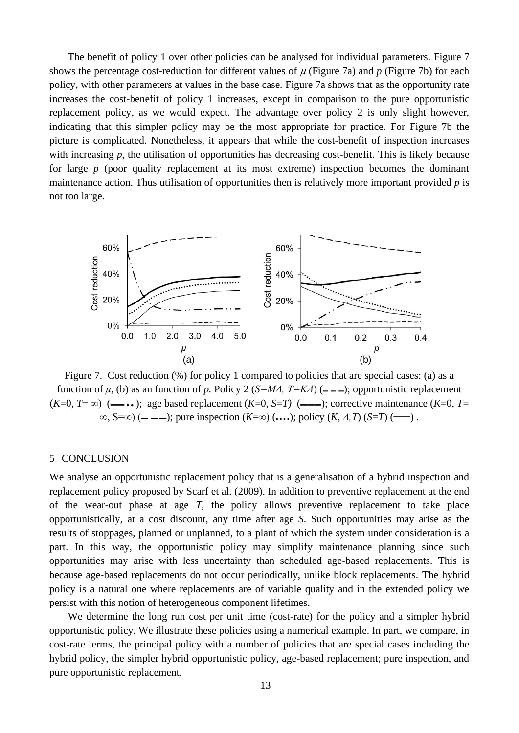The benefit of policy 1 over other policies can be analysed for individual parameters. Figure 7 shows the percentage cost-reduction for different values of $\mu$ (Figure 7a) and $p$ (Figure 7b) for each policy, with other parameters at values in the base case. Figure 7a shows that as the opportunity rate increases the cost-benefit of policy 1 increases, except in comparison to the pure opportunistic replacement policy, as we would expect. The advantage over policy 2 is only slight however, indicating that this simpler policy may be the most appropriate for practice. For Figure 7b the picture is complicated. Nonetheless, it appears that while the cost-benefit of inspection increases with increasing $p$, the utilisation of opportunities has decreasing cost-benefit. This is likely because for large $p$ (poor quality replacement at its most extreme) inspection becomes the dominant maintenance action. Thus utilisation of opportunities then is relatively more important provided $p$ is not too large.

Figure 7. Cost reduction (%) for policy 1 compared to policies that are special cases: (a) as a function of $\mu$, (b) as an function of $p$. Policy 2 ($S=M\Delta$, $T=K\Delta$) (– – –); opportunistic replacement ($K$=0, $T=\infty$) (—— • •); age based replacement ($K$=0, $S=T$) (——); corrective maintenance ($K$=0, $T=\infty$, $S=\infty$) (— — —); pure inspection ($K=\infty$) (• • • •); policy ($K$, $\Delta$, $T$) ($S=T$) (——) .

## 5 CONCLUSION

We analyse an opportunistic replacement policy that is a generalisation of a hybrid inspection and replacement policy proposed by Scarf et al. (2009). In addition to preventive replacement at the end of the wear-out phase at age $T$, the policy allows preventive replacement to take place opportunistically, at a cost discount, any time after age $S$. Such opportunities may arise as the results of stoppages, planned or unplanned, to a plant of which the system under consideration is a part. In this way, the opportunistic policy may simplify maintenance planning since such opportunities may arise with less uncertainty than scheduled age-based replacements. This is because age-based replacements do not occur periodically, unlike block replacements. The hybrid policy is a natural one where replacements are of variable quality and in the extended policy we persist with this notion of heterogeneous component lifetimes.

We determine the long run cost per unit time (cost-rate) for the policy and a simpler hybrid opportunistic policy. We illustrate these policies using a numerical example. In part, we compare, in cost-rate terms, the principal policy with a number of policies that are special cases including the hybrid policy, the simpler hybrid opportunistic policy, age-based replacement; pure inspection, and pure opportunistic replacement.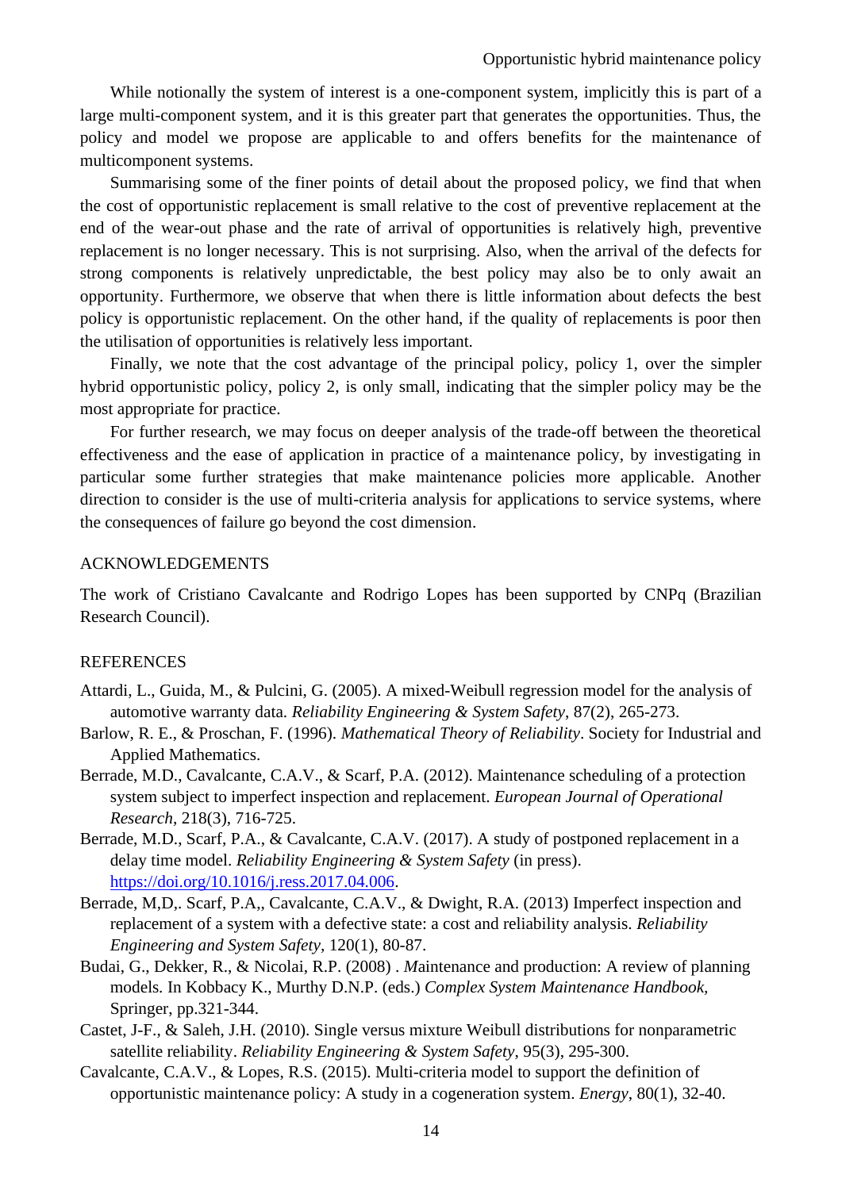While notionally the system of interest is a one-component system, implicitly this is part of a large multi-component system, and it is this greater part that generates the opportunities. Thus, the policy and model we propose are applicable to and offers benefits for the maintenance of multicomponent systems.

Summarising some of the finer points of detail about the proposed policy, we find that when the cost of opportunistic replacement is small relative to the cost of preventive replacement at the end of the wear-out phase and the rate of arrival of opportunities is relatively high, preventive replacement is no longer necessary. This is not surprising. Also, when the arrival of the defects for strong components is relatively unpredictable, the best policy may also be to only await an opportunity. Furthermore, we observe that when there is little information about defects the best policy is opportunistic replacement. On the other hand, if the quality of replacements is poor then the utilisation of opportunities is relatively less important.

Finally, we note that the cost advantage of the principal policy, policy 1, over the simpler hybrid opportunistic policy, policy 2, is only small, indicating that the simpler policy may be the most appropriate for practice.

For further research, we may focus on deeper analysis of the trade-off between the theoretical effectiveness and the ease of application in practice of a maintenance policy, by investigating in particular some further strategies that make maintenance policies more applicable. Another direction to consider is the use of multi-criteria analysis for applications to service systems, where the consequences of failure go beyond the cost dimension.

## ACKNOWLEDGEMENTS

The work of Cristiano Cavalcante and Rodrigo Lopes has been supported by CNPq (Brazilian Research Council).

## REFERENCES

Attardi, L., Guida, M., & Pulcini, G. (2005). A mixed-Weibull regression model for the analysis of automotive warranty data. *Reliability Engineering & System Safety*, 87(2), 265-273.

Barlow, R. E., & Proschan, F. (1996). *Mathematical Theory of Reliability*. Society for Industrial and Applied Mathematics.

Berrade, M.D., Cavalcante, C.A.V., & Scarf, P.A. (2012). Maintenance scheduling of a protection system subject to imperfect inspection and replacement. *European Journal of Operational Research*, 218(3), 716-725.

Berrade, M.D., Scarf, P.A., & Cavalcante, C.A.V. (2017). A study of postponed replacement in a delay time model. *Reliability Engineering & System Safety* (in press). https://doi.org/10.1016/j.ress.2017.04.006.

Berrade, M,D,. Scarf, P.A,, Cavalcante, C.A.V., & Dwight, R.A. (2013) Imperfect inspection and replacement of a system with a defective state: a cost and reliability analysis. *Reliability Engineering and System Safety,* 120(1), 80-87.

Budai, G., Dekker, R., & Nicolai, R.P. (2008) . *M*aintenance and production: A review of planning models. In Kobbacy K., Murthy D.N.P. (eds.) *Complex System Maintenance Handbook,* Springer, pp.321-344.

Castet, J-F., & Saleh, J.H. (2010). Single versus mixture Weibull distributions for nonparametric satellite reliability. *Reliability Engineering & System Safety*, 95(3), 295-300.

Cavalcante, C.A.V., & Lopes, R.S. (2015). Multi-criteria model to support the definition of opportunistic maintenance policy: A study in a cogeneration system. *Energy*, 80(1), 32-40.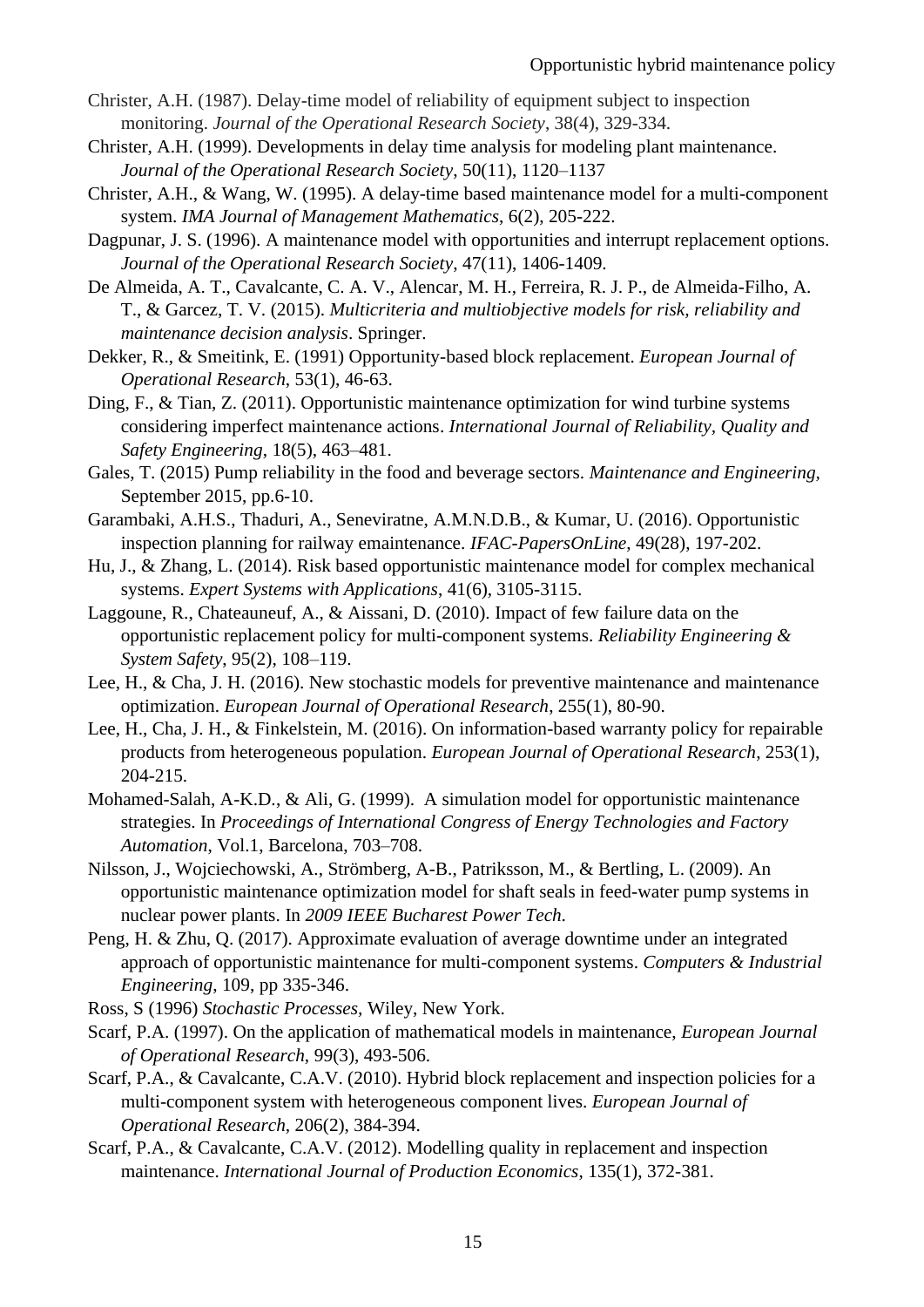Christer, A.H. (1987). Delay-time model of reliability of equipment subject to inspection monitoring. *Journal of the Operational Research Society*, 38(4), 329-334.

Christer, A.H. (1999). Developments in delay time analysis for modeling plant maintenance. *Journal of the Operational Research Society*, 50(11), 1120–1137

Christer, A.H., & Wang, W. (1995). A delay-time based maintenance model for a multi-component system. *IMA Journal of Management Mathematics*, 6(2), 205-222.

Dagpunar, J. S. (1996). A maintenance model with opportunities and interrupt replacement options. *Journal of the Operational Research Society*, 47(11), 1406-1409.

De Almeida, A. T., Cavalcante, C. A. V., Alencar, M. H., Ferreira, R. J. P., de Almeida-Filho, A. T., & Garcez, T. V. (2015). *Multicriteria and multiobjective models for risk, reliability and maintenance decision analysis*. Springer.

Dekker, R., & Smeitink, E. (1991) Opportunity-based block replacement. *European Journal of Operational Research*, 53(1), 46-63.

Ding, F., & Tian, Z. (2011). Opportunistic maintenance optimization for wind turbine systems considering imperfect maintenance actions. *International Journal of Reliability, Quality and Safety Engineering*, 18(5), 463–481.

Gales, T. (2015) Pump reliability in the food and beverage sectors. *Maintenance and Engineering*, September 2015, pp.6-10.

Garambaki, A.H.S., Thaduri, A., Seneviratne, A.M.N.D.B., & Kumar, U. (2016). Opportunistic inspection planning for railway emaintenance. *IFAC-PapersOnLine*, 49(28), 197-202.

Hu, J., & Zhang, L. (2014). Risk based opportunistic maintenance model for complex mechanical systems. *Expert Systems with Applications*, 41(6), 3105-3115.

Laggoune, R., Chateauneuf, A., & Aissani, D. (2010). Impact of few failure data on the opportunistic replacement policy for multi-component systems. *Reliability Engineering & System Safety*, 95(2), 108–119.

Lee, H., & Cha, J. H. (2016). New stochastic models for preventive maintenance and maintenance optimization. *European Journal of Operational Research*, 255(1), 80-90.

Lee, H., Cha, J. H., & Finkelstein, M. (2016). On information-based warranty policy for repairable products from heterogeneous population. *European Journal of Operational Research*, 253(1), 204-215.

Mohamed-Salah, A-K.D., & Ali, G. (1999). A simulation model for opportunistic maintenance strategies. In *Proceedings of International Congress of Energy Technologies and Factory Automation*, Vol.1, Barcelona, 703–708.

Nilsson, J., Wojciechowski, A., Strömberg, A-B., Patriksson, M., & Bertling, L. (2009). An opportunistic maintenance optimization model for shaft seals in feed-water pump systems in nuclear power plants. In *2009 IEEE Bucharest Power Tech*.

Peng, H. & Zhu, Q. (2017). Approximate evaluation of average downtime under an integrated approach of opportunistic maintenance for multi-component systems. *Computers & Industrial Engineering*, 109, pp 335-346.

Ross, S (1996) *Stochastic Processes*, Wiley, New York.

Scarf, P.A. (1997). On the application of mathematical models in maintenance, *European Journal of Operational Research*, 99(3), 493-506.

Scarf, P.A., & Cavalcante, C.A.V. (2010). Hybrid block replacement and inspection policies for a multi-component system with heterogeneous component lives. *European Journal of Operational Research*, 206(2), 384-394.

Scarf, P.A., & Cavalcante, C.A.V. (2012). Modelling quality in replacement and inspection maintenance. *International Journal of Production Economics*, 135(1), 372-381.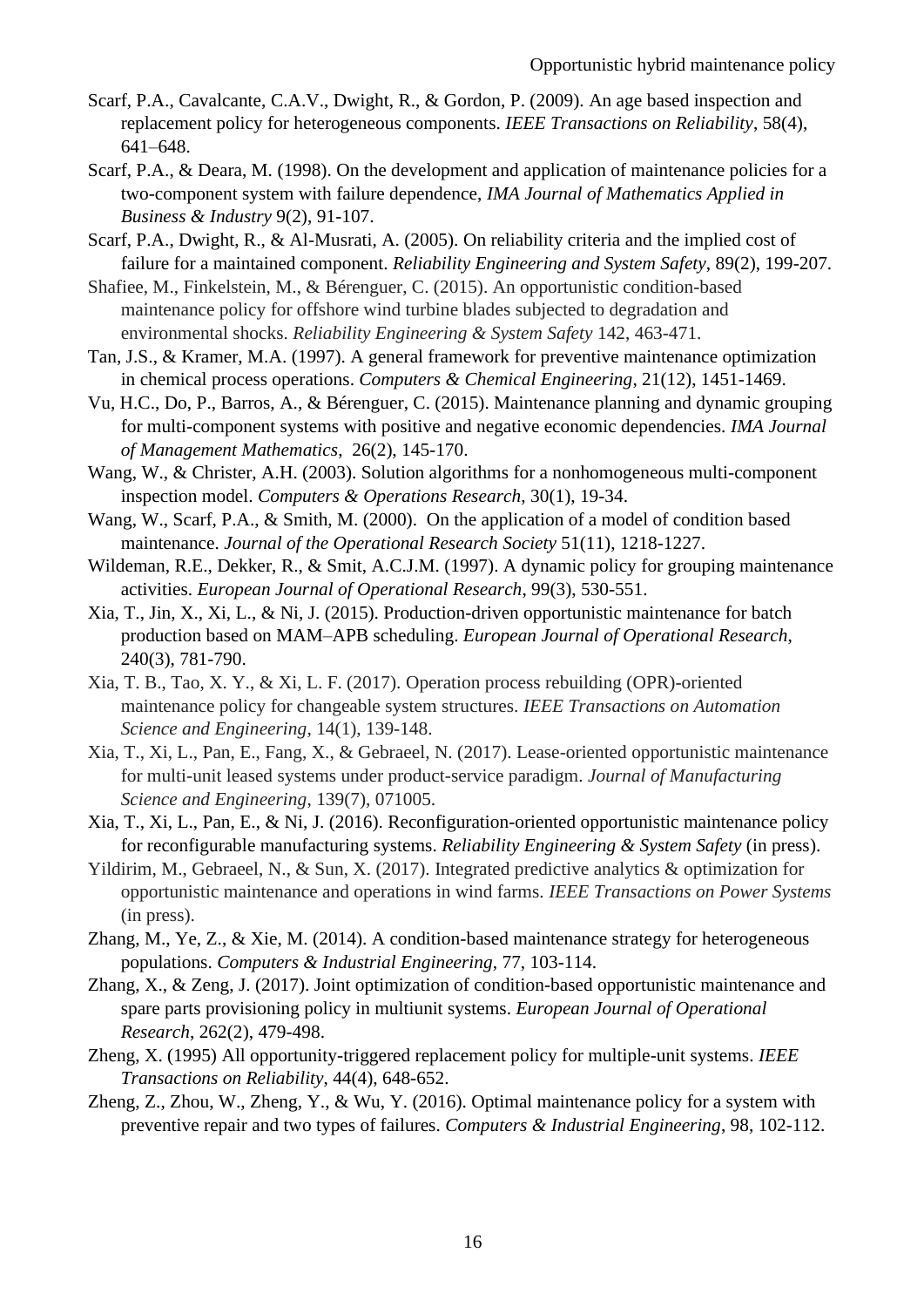Scarf, P.A., Cavalcante, C.A.V., Dwight, R., & Gordon, P. (2009). An age based inspection and replacement policy for heterogeneous components. *IEEE Transactions on Reliability*, 58(4), 641–648.

Scarf, P.A., & Deara, M. (1998). On the development and application of maintenance policies for a two-component system with failure dependence, *IMA Journal of Mathematics Applied in Business & Industry* 9(2), 91-107.

Scarf, P.A., Dwight, R., & Al-Musrati, A. (2005). On reliability criteria and the implied cost of failure for a maintained component. *Reliability Engineering and System Safety*, 89(2), 199-207.

Shafiee, M., Finkelstein, M., & Bérenguer, C. (2015). An opportunistic condition-based maintenance policy for offshore wind turbine blades subjected to degradation and environmental shocks. *Reliability Engineering & System Safety* 142, 463-471.

Tan, J.S., & Kramer, M.A. (1997). A general framework for preventive maintenance optimization in chemical process operations. *Computers & Chemical Engineering*, 21(12), 1451-1469.

Vu, H.C., Do, P., Barros, A., & Bérenguer, C. (2015). Maintenance planning and dynamic grouping for multi-component systems with positive and negative economic dependencies. *IMA Journal of Management Mathematics*, 26(2), 145-170.

Wang, W., & Christer, A.H. (2003). Solution algorithms for a nonhomogeneous multi-component inspection model. *Computers & Operations Research*, 30(1), 19-34.

Wang, W., Scarf, P.A., & Smith, M. (2000). On the application of a model of condition based maintenance. *Journal of the Operational Research Society* 51(11), 1218-1227.

Wildeman, R.E., Dekker, R., & Smit, A.C.J.M. (1997). A dynamic policy for grouping maintenance activities. *European Journal of Operational Research*, 99(3), 530-551.

Xia, T., Jin, X., Xi, L., & Ni, J. (2015). Production-driven opportunistic maintenance for batch production based on MAM–APB scheduling. *European Journal of Operational Research*, 240(3), 781-790.

Xia, T. B., Tao, X. Y., & Xi, L. F. (2017). Operation process rebuilding (OPR)-oriented maintenance policy for changeable system structures. *IEEE Transactions on Automation Science and Engineering*, 14(1), 139-148.

Xia, T., Xi, L., Pan, E., Fang, X., & Gebraeel, N. (2017). Lease-oriented opportunistic maintenance for multi-unit leased systems under product-service paradigm. *Journal of Manufacturing Science and Engineering*, 139(7), 071005.

Xia, T., Xi, L., Pan, E., & Ni, J. (2016). Reconfiguration-oriented opportunistic maintenance policy for reconfigurable manufacturing systems. *Reliability Engineering & System Safety* (in press).

Yildirim, M., Gebraeel, N., & Sun, X. (2017). Integrated predictive analytics & optimization for opportunistic maintenance and operations in wind farms. *IEEE Transactions on Power Systems* (in press).

Zhang, M., Ye, Z., & Xie, M. (2014). A condition-based maintenance strategy for heterogeneous populations. *Computers & Industrial Engineering*, 77, 103-114.

Zhang, X., & Zeng, J. (2017). Joint optimization of condition-based opportunistic maintenance and spare parts provisioning policy in multiunit systems. *European Journal of Operational Research*, 262(2), 479-498.

Zheng, X. (1995) All opportunity-triggered replacement policy for multiple-unit systems. *IEEE Transactions on Reliability*, 44(4), 648-652.

Zheng, Z., Zhou, W., Zheng, Y., & Wu, Y. (2016). Optimal maintenance policy for a system with preventive repair and two types of failures. *Computers & Industrial Engineering*, 98, 102-112.